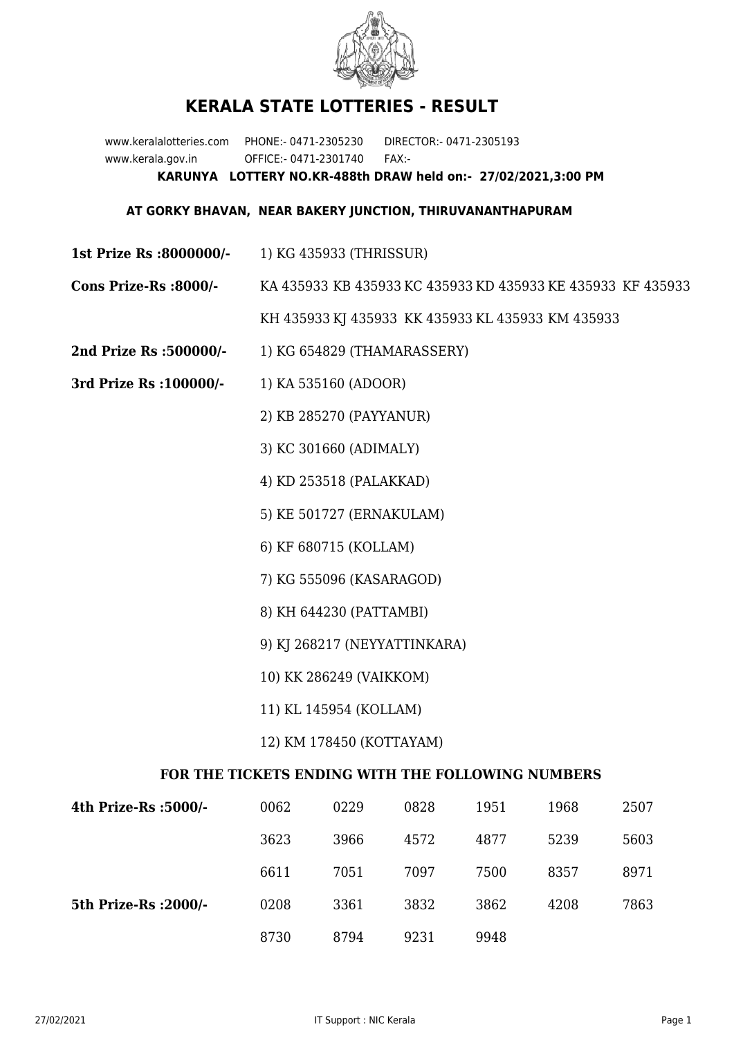# KERALA STATE LOTTERIES - RESULT

www.keralalotteries.com PHONE:- 0471-2305230 DIRECTOR:- 0471-2305193
www.kerala.gov.in OFFICE:- 0471-2301740 FAX:-

**KARUNYA LOTTERY NO.KR-488th DRAW held on:- 27/02/2021,3:00 PM**

**AT GORKY BHAVAN, NEAR BAKERY JUNCTION, THIRUVANANTHAPURAM**

**1st Prize Rs :8000000/-** 1) KG 435933 (THRISSUR)

**Cons Prize-Rs :8000/-** KA 435933 KB 435933 KC 435933 KD 435933 KE 435933 KF 435933 KH 435933 KJ 435933 KK 435933 KL 435933 KM 435933

**2nd Prize Rs :500000/-** 1) KG 654829 (THAMARASSERY)

**3rd Prize Rs :100000/-**

1) KA 535160 (ADOOR)
2) KB 285270 (PAYYANUR)
3) KC 301660 (ADIMALY)
4) KD 253518 (PALAKKAD)
5) KE 501727 (ERNAKULAM)
6) KF 680715 (KOLLAM)
7) KG 555096 (KASARAGOD)
8) KH 644230 (PATTAMBI)
9) KJ 268217 (NEYYATTINKARA)
10) KK 286249 (VAIKKOM)
11) KL 145954 (KOLLAM)
12) KM 178450 (KOTTAYAM)

## FOR THE TICKETS ENDING WITH THE FOLLOWING NUMBERS

| | | | | | | |
|---|---|---|---|---|---|---|
| **4th Prize-Rs :5000/-** | 0062 | 0229 | 0828 | 1951 | 1968 | 2507 |
| | 3623 | 3966 | 4572 | 4877 | 5239 | 5603 |
| | 6611 | 7051 | 7097 | 7500 | 8357 | 8971 |
| **5th Prize-Rs :2000/-** | 0208 | 3361 | 3832 | 3862 | 4208 | 7863 |
| | 8730 | 8794 | 9231 | 9948 | | |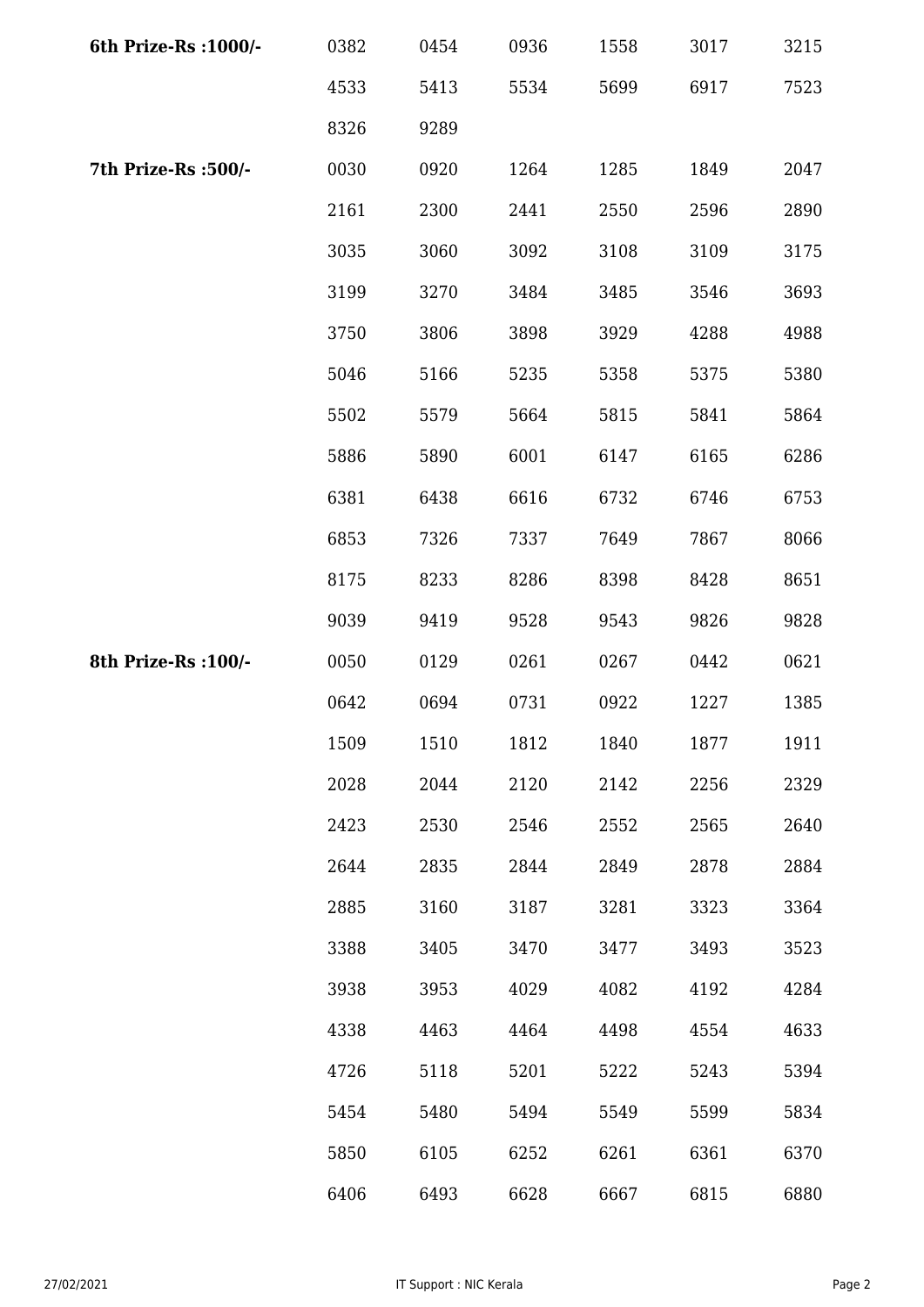| | | | | | | |
|---|---|---|---|---|---|---|
| **6th Prize-Rs :1000/-** | 0382 | 0454 | 0936 | 1558 | 3017 | 3215 |
| | 4533 | 5413 | 5534 | 5699 | 6917 | 7523 |
| | 8326 | 9289 | | | | |
| **7th Prize-Rs :500/-** | 0030 | 0920 | 1264 | 1285 | 1849 | 2047 |
| | 2161 | 2300 | 2441 | 2550 | 2596 | 2890 |
| | 3035 | 3060 | 3092 | 3108 | 3109 | 3175 |
| | 3199 | 3270 | 3484 | 3485 | 3546 | 3693 |
| | 3750 | 3806 | 3898 | 3929 | 4288 | 4988 |
| | 5046 | 5166 | 5235 | 5358 | 5375 | 5380 |
| | 5502 | 5579 | 5664 | 5815 | 5841 | 5864 |
| | 5886 | 5890 | 6001 | 6147 | 6165 | 6286 |
| | 6381 | 6438 | 6616 | 6732 | 6746 | 6753 |
| | 6853 | 7326 | 7337 | 7649 | 7867 | 8066 |
| | 8175 | 8233 | 8286 | 8398 | 8428 | 8651 |
| | 9039 | 9419 | 9528 | 9543 | 9826 | 9828 |
| **8th Prize-Rs :100/-** | 0050 | 0129 | 0261 | 0267 | 0442 | 0621 |
| | 0642 | 0694 | 0731 | 0922 | 1227 | 1385 |
| | 1509 | 1510 | 1812 | 1840 | 1877 | 1911 |
| | 2028 | 2044 | 2120 | 2142 | 2256 | 2329 |
| | 2423 | 2530 | 2546 | 2552 | 2565 | 2640 |
| | 2644 | 2835 | 2844 | 2849 | 2878 | 2884 |
| | 2885 | 3160 | 3187 | 3281 | 3323 | 3364 |
| | 3388 | 3405 | 3470 | 3477 | 3493 | 3523 |
| | 3938 | 3953 | 4029 | 4082 | 4192 | 4284 |
| | 4338 | 4463 | 4464 | 4498 | 4554 | 4633 |
| | 4726 | 5118 | 5201 | 5222 | 5243 | 5394 |
| | 5454 | 5480 | 5494 | 5549 | 5599 | 5834 |
| | 5850 | 6105 | 6252 | 6261 | 6361 | 6370 |
| | 6406 | 6493 | 6628 | 6667 | 6815 | 6880 |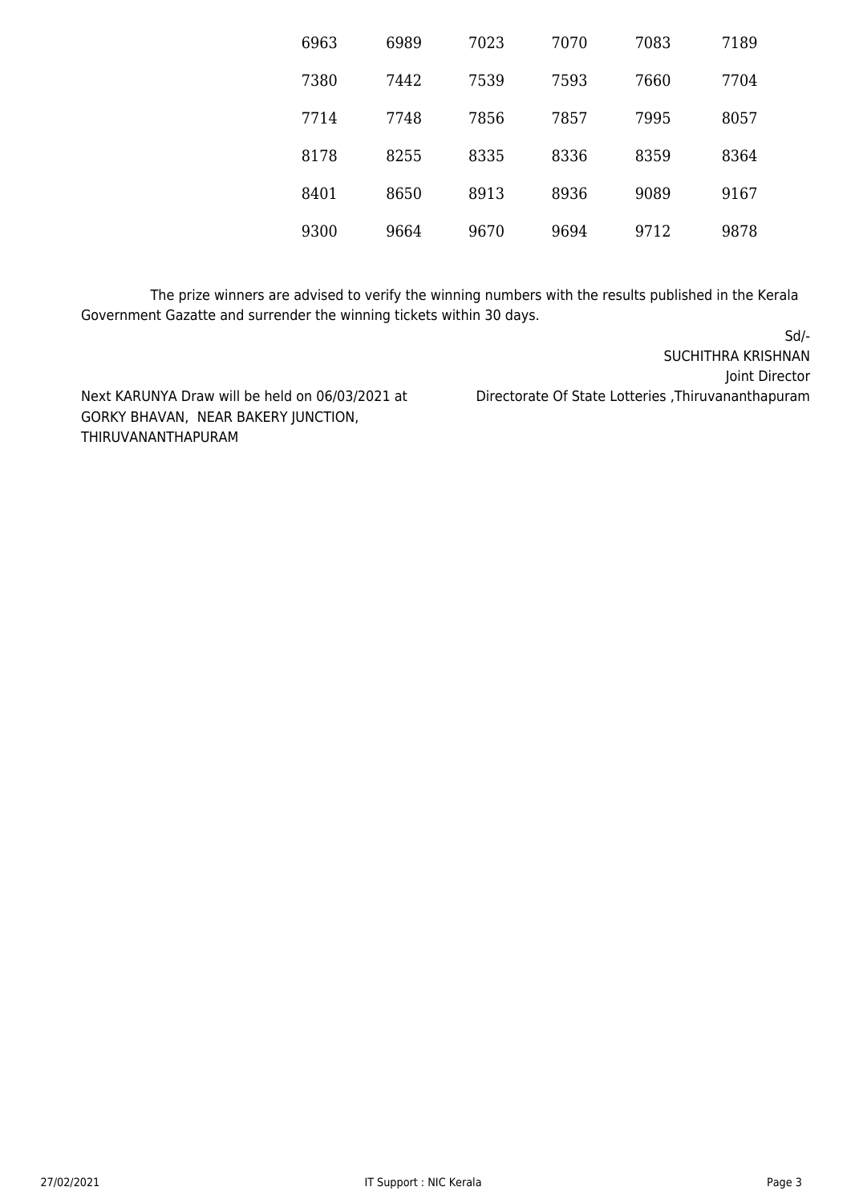| | | | | | |
|---|---|---|---|---|---|
| 6963 | 6989 | 7023 | 7070 | 7083 | 7189 |
| 7380 | 7442 | 7539 | 7593 | 7660 | 7704 |
| 7714 | 7748 | 7856 | 7857 | 7995 | 8057 |
| 8178 | 8255 | 8335 | 8336 | 8359 | 8364 |
| 8401 | 8650 | 8913 | 8936 | 9089 | 9167 |
| 9300 | 9664 | 9670 | 9694 | 9712 | 9878 |

The prize winners are advised to verify the winning numbers with the results published in the Kerala Government Gazatte and surrender the winning tickets within 30 days.

Sd/-
SUCHITHRA KRISHNAN
Joint Director
Directorate Of State Lotteries ,Thiruvananthapuram

Next KARUNYA Draw will be held on 06/03/2021 at GORKY BHAVAN, NEAR BAKERY JUNCTION, THIRUVANANTHAPURAM